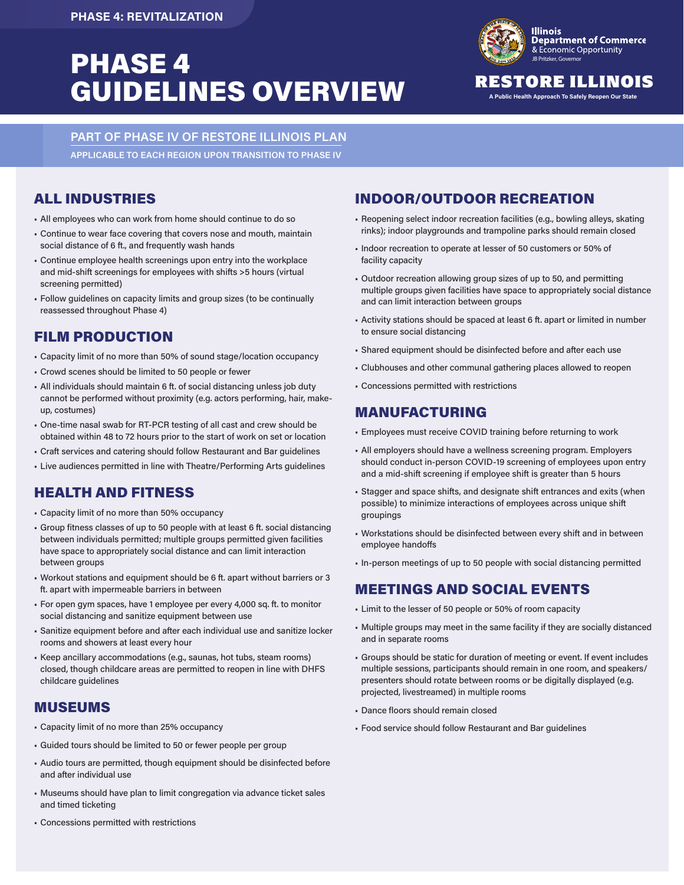PHASE 4: REVITALIZATION

# PHASE 4 GUIDELINES OVERVIEW

Illinois Department of Commerce & Economic Opportunity
JB Pritzker, Governor

RESTORE ILLINOIS
A Public Health Approach To Safely Reopen Our State

## PART OF PHASE IV OF RESTORE ILLINOIS PLAN

APPLICABLE TO EACH REGION UPON TRANSITION TO PHASE IV

## ALL INDUSTRIES

- All employees who can work from home should continue to do so
- Continue to wear face covering that covers nose and mouth, maintain social distance of 6 ft., and frequently wash hands
- Continue employee health screenings upon entry into the workplace and mid-shift screenings for employees with shifts >5 hours (virtual screening permitted)
- Follow guidelines on capacity limits and group sizes (to be continually reassessed throughout Phase 4)

## FILM PRODUCTION

- Capacity limit of no more than 50% of sound stage/location occupancy
- Crowd scenes should be limited to 50 people or fewer
- All individuals should maintain 6 ft. of social distancing unless job duty cannot be performed without proximity (e.g. actors performing, hair, make-up, costumes)
- One-time nasal swab for RT-PCR testing of all cast and crew should be obtained within 48 to 72 hours prior to the start of work on set or location
- Craft services and catering should follow Restaurant and Bar guidelines
- Live audiences permitted in line with Theatre/Performing Arts guidelines

## HEALTH AND FITNESS

- Capacity limit of no more than 50% occupancy
- Group fitness classes of up to 50 people with at least 6 ft. social distancing between individuals permitted; multiple groups permitted given facilities have space to appropriately social distance and can limit interaction between groups
- Workout stations and equipment should be 6 ft. apart without barriers or 3 ft. apart with impermeable barriers in between
- For open gym spaces, have 1 employee per every 4,000 sq. ft. to monitor social distancing and sanitize equipment between use
- Sanitize equipment before and after each individual use and sanitize locker rooms and showers at least every hour
- Keep ancillary accommodations (e.g., saunas, hot tubs, steam rooms) closed, though childcare areas are permitted to reopen in line with DHFS childcare guidelines

## MUSEUMS

- Capacity limit of no more than 25% occupancy
- Guided tours should be limited to 50 or fewer people per group
- Audio tours are permitted, though equipment should be disinfected before and after individual use
- Museums should have plan to limit congregation via advance ticket sales and timed ticketing
- Concessions permitted with restrictions

## INDOOR/OUTDOOR RECREATION

- Reopening select indoor recreation facilities (e.g., bowling alleys, skating rinks); indoor playgrounds and trampoline parks should remain closed
- Indoor recreation to operate at lesser of 50 customers or 50% of facility capacity
- Outdoor recreation allowing group sizes of up to 50, and permitting multiple groups given facilities have space to appropriately social distance and can limit interaction between groups
- Activity stations should be spaced at least 6 ft. apart or limited in number to ensure social distancing
- Shared equipment should be disinfected before and after each use
- Clubhouses and other communal gathering places allowed to reopen
- Concessions permitted with restrictions

## MANUFACTURING

- Employees must receive COVID training before returning to work
- All employers should have a wellness screening program. Employers should conduct in-person COVID-19 screening of employees upon entry and a mid-shift screening if employee shift is greater than 5 hours
- Stagger and space shifts, and designate shift entrances and exits (when possible) to minimize interactions of employees across unique shift groupings
- Workstations should be disinfected between every shift and in between employee handoffs
- In-person meetings of up to 50 people with social distancing permitted

## MEETINGS AND SOCIAL EVENTS

- Limit to the lesser of 50 people or 50% of room capacity
- Multiple groups may meet in the same facility if they are socially distanced and in separate rooms
- Groups should be static for duration of meeting or event. If event includes multiple sessions, participants should remain in one room, and speakers/presenters should rotate between rooms or be digitally displayed (e.g. projected, livestreamed) in multiple rooms
- Dance floors should remain closed
- Food service should follow Restaurant and Bar guidelines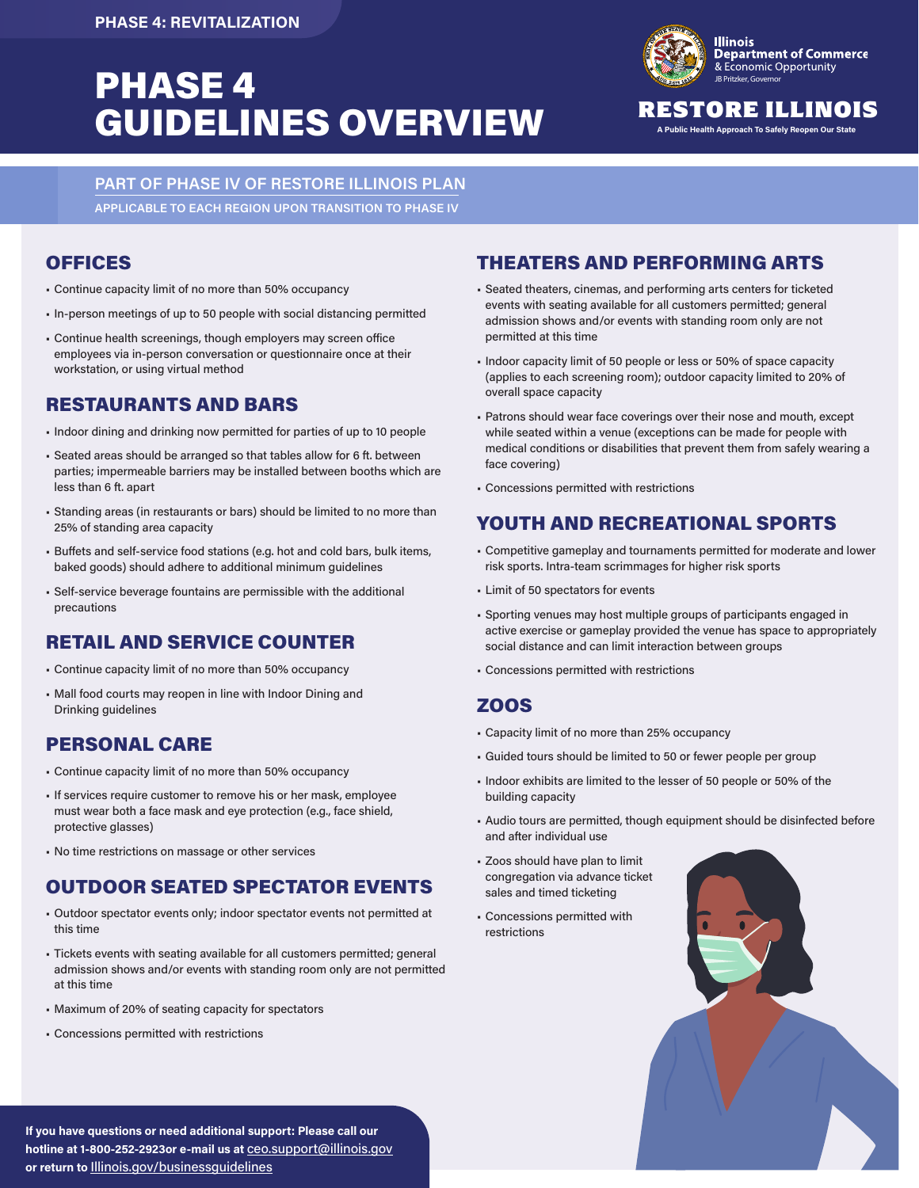PHASE 4: REVITALIZATION

# PHASE 4 GUIDELINES OVERVIEW

Illinois Department of Commerce & Economic Opportunity
JB Pritzker, Governor

RESTORE ILLINOIS
A Public Health Approach To Safely Reopen Our State

## PART OF PHASE IV OF RESTORE ILLINOIS PLAN

APPLICABLE TO EACH REGION UPON TRANSITION TO PHASE IV

### OFFICES

- Continue capacity limit of no more than 50% occupancy
- In-person meetings of up to 50 people with social distancing permitted
- Continue health screenings, though employers may screen office employees via in-person conversation or questionnaire once at their workstation, or using virtual method

### RESTAURANTS AND BARS

- Indoor dining and drinking now permitted for parties of up to 10 people
- Seated areas should be arranged so that tables allow for 6 ft. between parties; impermeable barriers may be installed between booths which are less than 6 ft. apart
- Standing areas (in restaurants or bars) should be limited to no more than 25% of standing area capacity
- Buffets and self-service food stations (e.g. hot and cold bars, bulk items, baked goods) should adhere to additional minimum guidelines
- Self-service beverage fountains are permissible with the additional precautions

### RETAIL AND SERVICE COUNTER

- Continue capacity limit of no more than 50% occupancy
- Mall food courts may reopen in line with Indoor Dining and Drinking guidelines

### PERSONAL CARE

- Continue capacity limit of no more than 50% occupancy
- If services require customer to remove his or her mask, employee must wear both a face mask and eye protection (e.g., face shield, protective glasses)
- No time restrictions on massage or other services

### OUTDOOR SEATED SPECTATOR EVENTS

- Outdoor spectator events only; indoor spectator events not permitted at this time
- Tickets events with seating available for all customers permitted; general admission shows and/or events with standing room only are not permitted at this time
- Maximum of 20% of seating capacity for spectators
- Concessions permitted with restrictions

### THEATERS AND PERFORMING ARTS

- Seated theaters, cinemas, and performing arts centers for ticketed events with seating available for all customers permitted; general admission shows and/or events with standing room only are not permitted at this time
- Indoor capacity limit of 50 people or less or 50% of space capacity (applies to each screening room); outdoor capacity limited to 20% of overall space capacity
- Patrons should wear face coverings over their nose and mouth, except while seated within a venue (exceptions can be made for people with medical conditions or disabilities that prevent them from safely wearing a face covering)
- Concessions permitted with restrictions

### YOUTH AND RECREATIONAL SPORTS

- Competitive gameplay and tournaments permitted for moderate and lower risk sports. Intra-team scrimmages for higher risk sports
- Limit of 50 spectators for events
- Sporting venues may host multiple groups of participants engaged in active exercise or gameplay provided the venue has space to appropriately social distance and can limit interaction between groups
- Concessions permitted with restrictions

### ZOOS

- Capacity limit of no more than 25% occupancy
- Guided tours should be limited to 50 or fewer people per group
- Indoor exhibits are limited to the lesser of 50 people or 50% of the building capacity
- Audio tours are permitted, though equipment should be disinfected before and after individual use
- Zoos should have plan to limit congregation via advance ticket sales and timed ticketing
- Concessions permitted with restrictions

**If you have questions or need additional support: Please call our hotline at 1-800-252-2923or e-mail us at** ceo.support@illinois.gov **or return to** Illinois.gov/businessguidelines